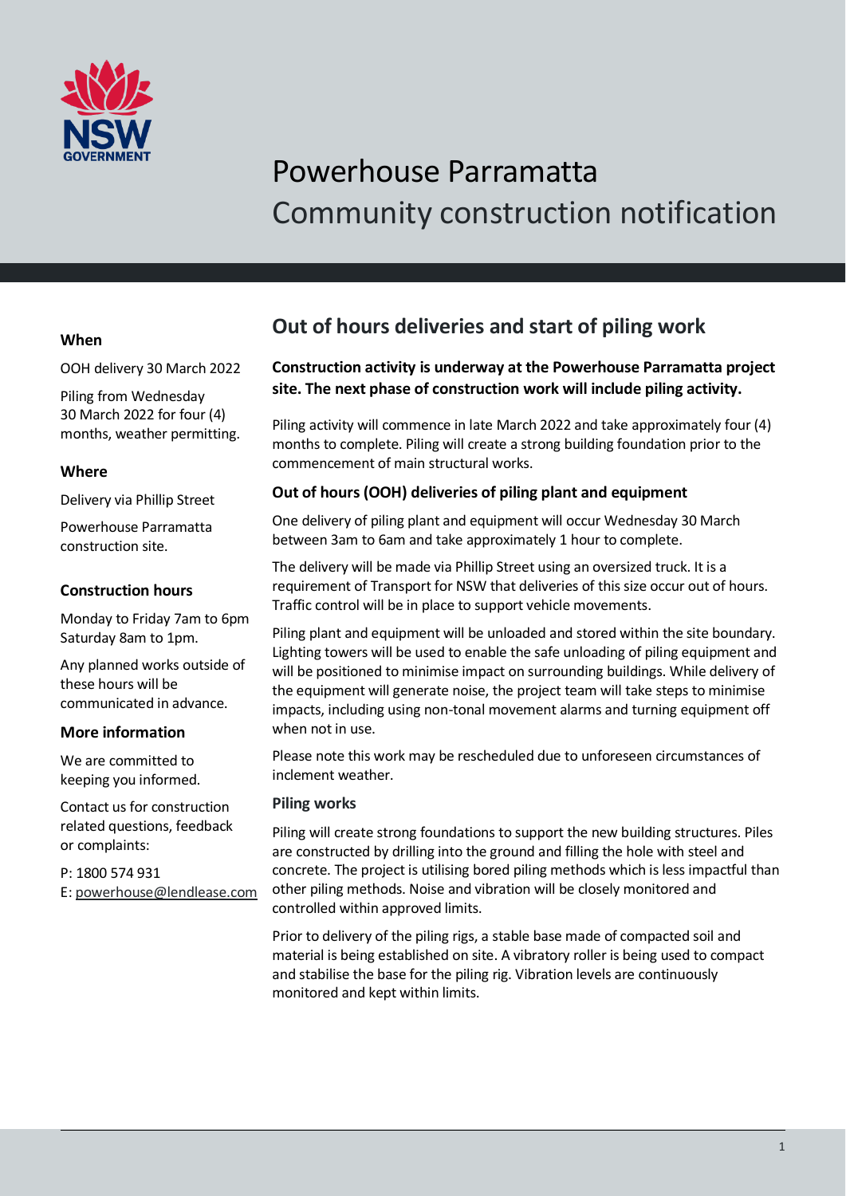# Powerhouse Parramatta
Community construction notification

**When**

OOH delivery 30 March 2022

Piling from Wednesday 30 March 2022 for four (4) months, weather permitting.

**Where**

Delivery via Phillip Street

Powerhouse Parramatta construction site.

**Construction hours**

Monday to Friday 7am to 6pm
Saturday 8am to 1pm.

Any planned works outside of these hours will be communicated in advance.

**More information**

We are committed to keeping you informed.

Contact us for construction related questions, feedback or complaints:

P: 1800 574 931
E: powerhouse@lendlease.com

## Out of hours deliveries and start of piling work

**Construction activity is underway at the Powerhouse Parramatta project site. The next phase of construction work will include piling activity.**

Piling activity will commence in late March 2022 and take approximately four (4) months to complete. Piling will create a strong building foundation prior to the commencement of main structural works.

### Out of hours (OOH) deliveries of piling plant and equipment

One delivery of piling plant and equipment will occur Wednesday 30 March between 3am to 6am and take approximately 1 hour to complete.

The delivery will be made via Phillip Street using an oversized truck. It is a requirement of Transport for NSW that deliveries of this size occur out of hours. Traffic control will be in place to support vehicle movements.

Piling plant and equipment will be unloaded and stored within the site boundary. Lighting towers will be used to enable the safe unloading of piling equipment and will be positioned to minimise impact on surrounding buildings. While delivery of the equipment will generate noise, the project team will take steps to minimise impacts, including using non-tonal movement alarms and turning equipment off when not in use.

Please note this work may be rescheduled due to unforeseen circumstances of inclement weather.

### Piling works

Piling will create strong foundations to support the new building structures. Piles are constructed by drilling into the ground and filling the hole with steel and concrete. The project is utilising bored piling methods which is less impactful than other piling methods. Noise and vibration will be closely monitored and controlled within approved limits.

Prior to delivery of the piling rigs, a stable base made of compacted soil and material is being established on site. A vibratory roller is being used to compact and stabilise the base for the piling rig. Vibration levels are continuously monitored and kept within limits.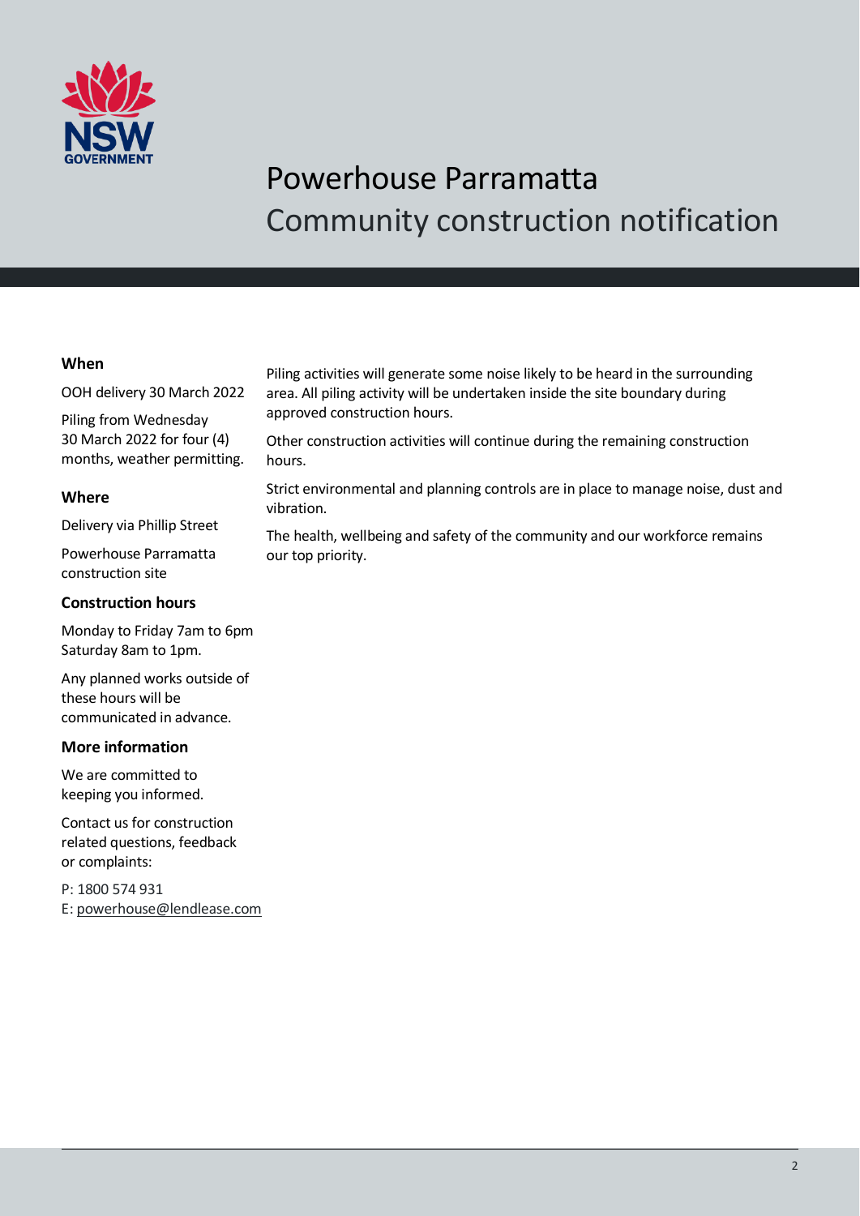# Powerhouse Parramatta

## Community construction notification

### When

OOH delivery 30 March 2022

Piling from Wednesday 30 March 2022 for four (4) months, weather permitting.

### Where

Delivery via Phillip Street

Powerhouse Parramatta construction site

### Construction hours

Monday to Friday 7am to 6pm
Saturday 8am to 1pm.

Any planned works outside of these hours will be communicated in advance.

### More information

We are committed to keeping you informed.

Contact us for construction related questions, feedback or complaints:

P: 1800 574 931
E: powerhouse@lendlease.com

Piling activities will generate some noise likely to be heard in the surrounding area. All piling activity will be undertaken inside the site boundary during approved construction hours.

Other construction activities will continue during the remaining construction hours.

Strict environmental and planning controls are in place to manage noise, dust and vibration.

The health, wellbeing and safety of the community and our workforce remains our top priority.